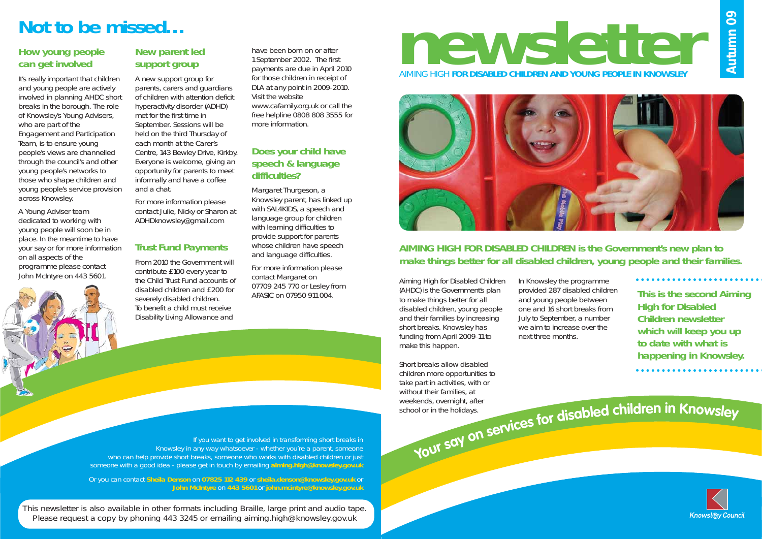# Not to be missed...

## How young people can get involved

It's really important that children and young people are actively involved in planning AHDC short breaks in the borough. The role of Knowsley's Young Advisers, who are part of the Engagement and Participation Team, is to ensure young people's views are channelled through the council's and other young people's networks to those who shape children and young people's service provision across Knowsley.

A Young Adviser team dedicated to working with young people will soon be in place. In the meantime to have your say or for more information on all aspects of the programme please contact John McIntyre on 443 5601.

## New parent led support group

A new support group for parents, carers and guardians of children with attention deficit hyperactivity disorder (ADHD) met for the first time in September. Sessions will be held on the third Thursday of each month at the Carer's Centre, 143 Bewley Drive, Kirkby. Everyone is welcome, giving an opportunity for parents to meet informally and have a coffee and a chat.

For more information please contact Julie, Nicky or Sharon at ADHDknowsley@gmail.com

## Trust Fund Payments

From 2010 the Government will contribute £100 every year to the Child Trust Fund accounts of disabled children and £200 for severely disabled children. To benefit a child must receive Disability Living Allowance and have been born on or after 1 September 2002. The first payments are due in April 2010 for those children in receipt of DLA at any point in 2009-2010. Visit the website www.cafamily.org.uk or call the free helpline 0808 808 3555 for more information.

## Does your child have speech & language difficulties?

Margaret Thurgeson, a Knowsley parent, has linked up with SAL4KIDS, a speech and language group for children with learning difficulties to provide support for parents whose children have speech and language difficulties.

For more information please contact Margaret on 07709 245 770 or Lesley from AFASIC on 07950 911 004.

If you want to get involved in transforming short breaks in Knowsley in any way whatsoever - whether you're a parent, someone who can help provide short breaks, someone who works with disabled children or just someone with a good idea - please get in touch by emailing **aiming.high@knowsley.gov.uk**

Or you can contact **Sheila Denson** on **07825 112 439** or **sheila.denson@knowsley.gov.uk** or **John McIntyre** on **443 5601** or **john.mcintyre@knowsley.gov.uk**

This newsletter is also available in other formats including Braille, large print and audio tape. Please request a copy by phoning 443 3245 or emailing aiming.high@knowsley.gov.uk

# newsletter

Autumn 09

AIMING HIGH **FOR DISABLED CHILDREN AND YOUNG PEOPLE IN KNOWSLEY**

**AIMING HIGH FOR DISABLED CHILDREN is the Government's new plan to make things better for all disabled children, young people and their families.**

Aiming High for Disabled Children (AHDC) is the Government's plan to make things better for disabled children, young people and their families by increasing short breaks. Knowsley has funding from April 2009-11 to make this happen.

Short breaks allow disabled children more opportunities to take part in activities, with or without their families, at weekends, overnight, after school or in the holidays.

In Knowsley the programme provided 287 disabled children and young people between one and 16 short breaks from July to September, a number we aim to increase over the next three months.

**This is the second Aiming High for Disabled Children newsletter which will keep you up to date with what is happening in Knowsley.**

**Your say on services for disabled children in Knowsley**

Knowsley Council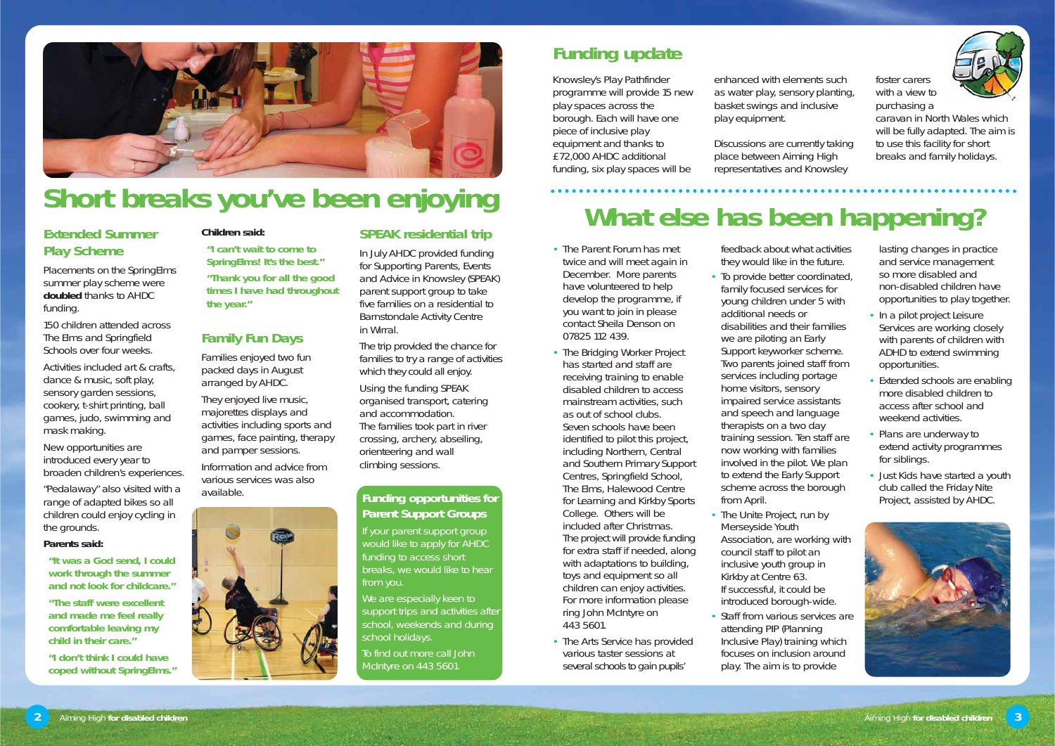# Short breaks you've been enjoying

## Extended Summer Play Scheme

Placements on the SpringElms summer play scheme were **doubled** thanks to AHDC funding.

150 children attended across The Elms and Springfield Schools over four weeks.

Activities included art & crafts, dance & music, soft play, sensory garden sessions, cookery, t-shirt printing, ball games, judo, swimming and mask making.

New opportunities are introduced every year to broaden children's experiences.

"Pedalaway" also visited with a range of adapted bikes so all children could enjoy cycling in the grounds.

**Parents said:**

**"It was a God send, I could work through the summer and not look for childcare."**

**"The staff were excellent and made me feel really comfortable leaving my child in their care."**

**"I don't think I could have coped without SpringElms."**

**Children said:**

**"I can't wait to come to SpringElms! It's the best."**

**"Thank you for all the good times I have had throughout the year."**

## Family Fun Days

Families enjoyed two fun packed days in August arranged by AHDC.

They enjoyed live music, majorettes displays and activities including sports and games, face painting, therapy and pamper sessions.

Information and advice from various services was also available.

## SPEAK residential trip

In July AHDC provided funding for Supporting Parents, Events and Advice in Knowsley (SPEAK) parent support group to take five families on a residential to Barnstondale Activity Centre in Wirral.

The trip provided the chance for families to try a range of activities which they could all enjoy.

Using the funding SPEAK organised transport, catering and accommodation.
The families took part in river crossing, archery, abseiling, orienteering and wall climbing sessions.

### Funding opportunities for Parent Support Groups

If your parent support group would like to apply for AHDC funding to access short breaks, we would like to hear from you.

We are especially keen to support trips and activities after school, weekends and during school holidays.

To find out more call John McIntyre on 443 5601.

## Funding update

Knowsley's Play Pathfinder programme will provide 15 new play spaces across the borough. Each will have one piece of inclusive play equipment and thanks to £72,000 AHDC additional funding, six play spaces will be enhanced with elements such as water play, sensory planting, basket swings and inclusive play equipment.

Discussions are currently taking place between Aiming High representatives and Knowsley foster carers with a view to purchasing a caravan in North Wales which will be fully adapted. The aim is to use this facility for short breaks and family holidays.

# What else has been happening?

- The Parent Forum has met twice and will meet again in December. More parents have volunteered to help develop the programme, if you want to join in please contact Sheila Denson on 07825 112 439.
- The Bridging Worker Project has started and staff are receiving training to enable disabled children to access mainstream activities, such as out of school clubs.
  Seven schools have been identified to pilot this project, including Northern, Central and Southern Primary Support Centres, Springfield School, The Elms, Halewood Centre for Learning and Kirkby Sports College. Others will be included after Christmas.
  The project will provide funding for extra staff if needed, along with adaptations to building, toys and equipment so all children can enjoy activities.
  For more information please ring John McIntyre on 443 5601.
- The Arts Service has provided various taster sessions at several schools to gain pupils' feedback about what activities they would like in the future.
- To provide better coordinated, family focused services for young children under 5 with additional needs or disabilities and their families we are piloting an Early Support keyworker scheme.
  Two parents joined staff from services including portage home visitors, sensory impaired service assistants and speech and language therapists on a two day training session. Ten staff are now working with families involved in the pilot. We plan to extend the Early Support scheme across the borough from April.
- The Unite Project, run by Merseyside Youth Association, are working with council staff to pilot an inclusive youth group in Kirkby at Centre 63.
  If successful, it could be introduced borough-wide.
- Staff from various services are attending PIP (Planning Inclusive Play) training which focuses on inclusion around play. The aim is to provide lasting changes in practice and service management so more disabled and non-disabled children have opportunities to play together.
- In a pilot project Leisure Services are working closely with parents of children with ADHD to extend swimming opportunities.
- Extended schools are enabling more disabled children to access after school and weekend activities.
- Plans are underway to extend activity programmes for siblings.
- Just Kids have started a youth club called the Friday Nite Project, assisted by AHDC.